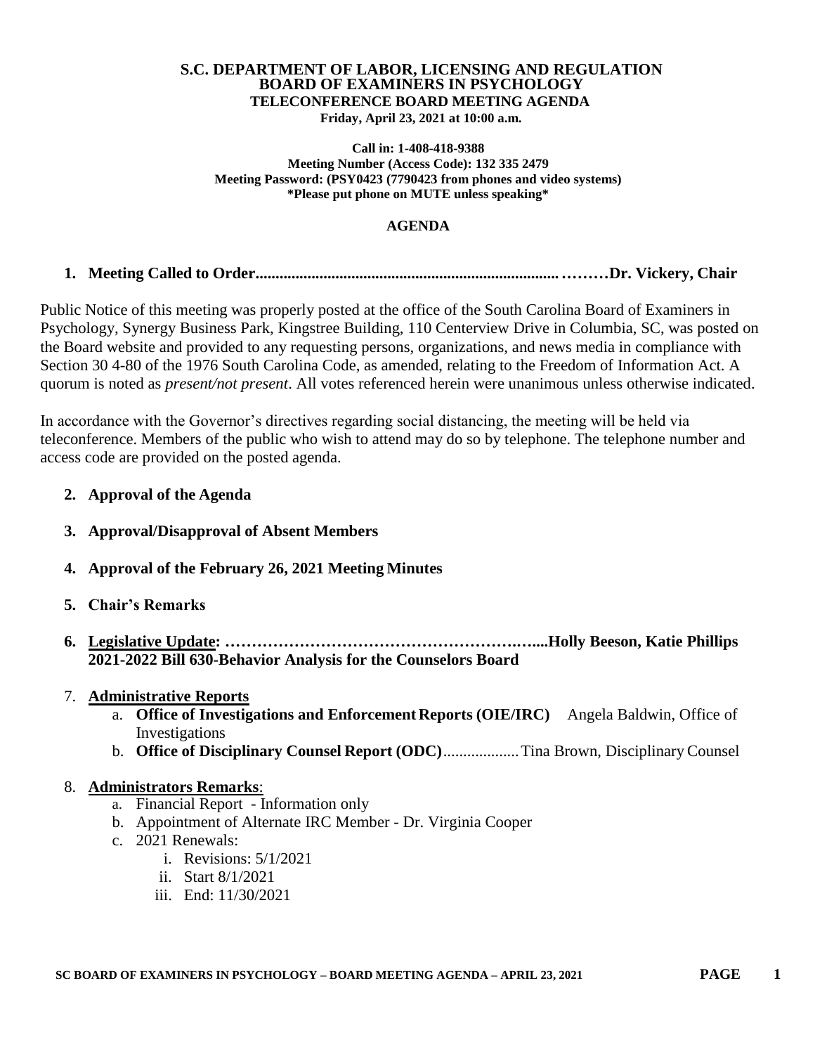# S.C. DEPARTMENT OF LABOR, LICENSING AND REGULATION
## BOARD OF EXAMINERS IN PSYCHOLOGY
### TELECONFERENCE BOARD MEETING AGENDA

**Friday, April 23, 2021 at 10:00 a.m.**

**Call in: 1-408-418-9388**
**Meeting Number (Access Code): 132 335 2479**
**Meeting Password: (PSY0423 (7790423 from phones and video systems)**
**\*Please put phone on MUTE unless speaking\***

## AGENDA

1. **Meeting Called to Order...........................................................................………Dr. Vickery, Chair**

Public Notice of this meeting was properly posted at the office of the South Carolina Board of Examiners in Psychology, Synergy Business Park, Kingstree Building, 110 Centerview Drive in Columbia, SC, was posted on the Board website and provided to any requesting persons, organizations, and news media in compliance with Section 30 4-80 of the 1976 South Carolina Code, as amended, relating to the Freedom of Information Act. A quorum is noted as *present/not present*. All votes referenced herein were unanimous unless otherwise indicated.

In accordance with the Governor's directives regarding social distancing, the meeting will be held via teleconference. Members of the public who wish to attend may do so by telephone. The telephone number and access code are provided on the posted agenda.

2. **Approval of the Agenda**
3. **Approval/Disapproval of Absent Members**
4. **Approval of the February 26, 2021 Meeting Minutes**
5. **Chair's Remarks**
6. **<u>Legislative Update</u>: ………………………………………………….…....Holly Beeson, Katie Phillips**
   **2021-2022 Bill 630-Behavior Analysis for the Counselors Board**
7. **<u>Administrative Reports</u>**
   a. **Office of Investigations and Enforcement Reports (OIE/IRC)** Angela Baldwin, Office of Investigations
   b. **Office of Disciplinary Counsel Report (ODC)**...................Tina Brown, Disciplinary Counsel
8. **<u>Administrators Remarks</u>**:
   a. Financial Report - Information only
   b. Appointment of Alternate IRC Member - Dr. Virginia Cooper
   c. 2021 Renewals:
      i. Revisions: 5/1/2021
      ii. Start 8/1/2021
      iii. End: 11/30/2021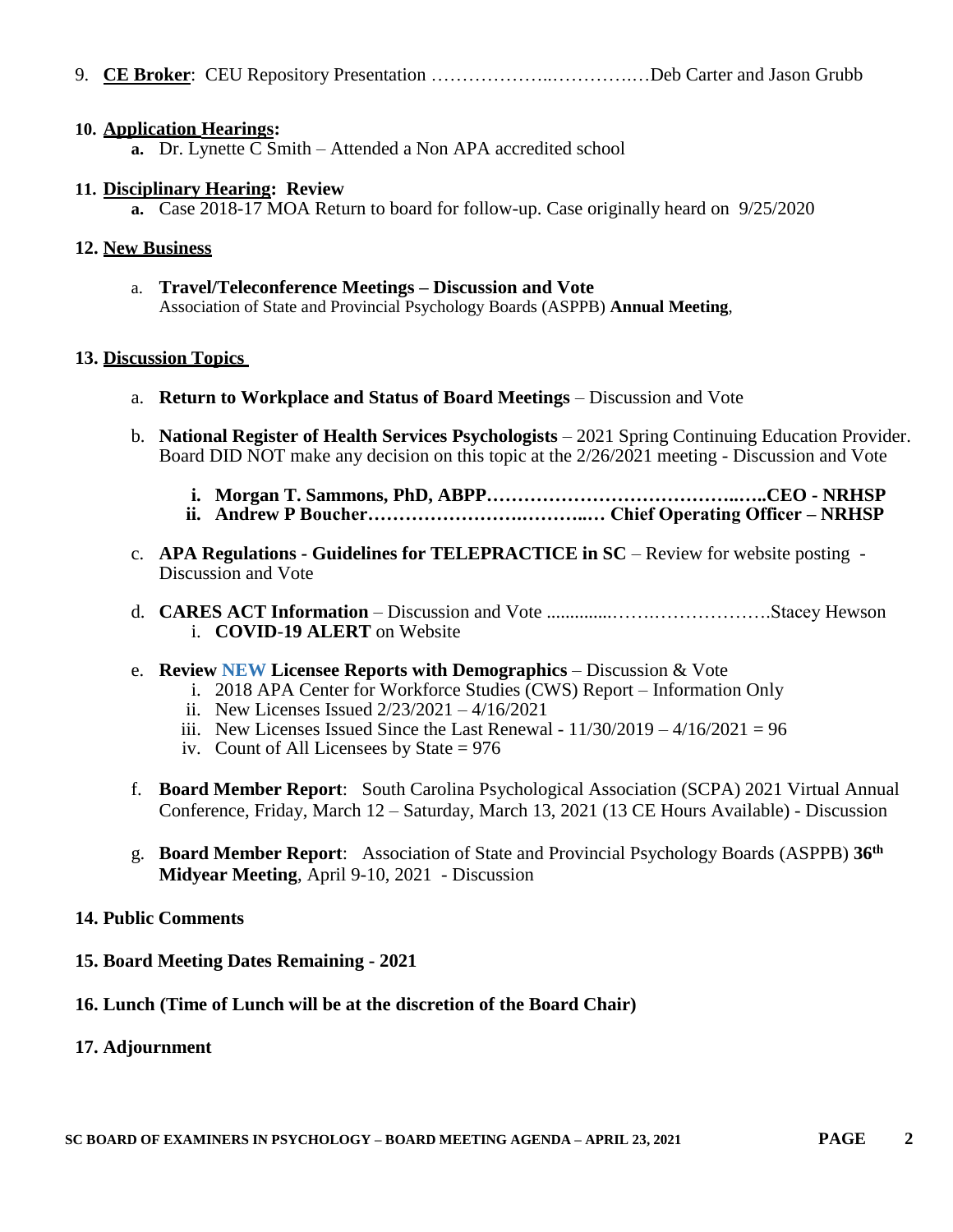9. **CE Broker**: CEU Repository Presentation ………………..…………..…Deb Carter and Jason Grubb

**10. Application Hearings:**

   **a.** Dr. Lynette C Smith – Attended a Non APA accredited school

**11. Disciplinary Hearing: Review**

   **a.** Case 2018-17 MOA Return to board for follow-up. Case originally heard on 9/25/2020

**12. New Business**

   a. **Travel/Teleconference Meetings – Discussion and Vote**
   Association of State and Provincial Psychology Boards (ASPPB) **Annual Meeting**,

**13. Discussion Topics**

   a. **Return to Workplace and Status of Board Meetings** – Discussion and Vote

   b. **National Register of Health Services Psychologists** – 2021 Spring Continuing Education Provider. Board DID NOT make any decision on this topic at the 2/26/2021 meeting - Discussion and Vote

      **i. Morgan T. Sammons, PhD, ABPP……………………………………..…..CEO - NRHSP**
      **ii. Andrew P Boucher…………………….……….… Chief Operating Officer – NRHSP**

   c. **APA Regulations - Guidelines for TELEPRACTICE in SC** – Review for website posting - Discussion and Vote

   d. **CARES ACT Information** – Discussion and Vote ...............…….……………….Stacey Hewson
      i. **COVID-19 ALERT** on Website

   e. **Review NEW Licensee Reports with Demographics** – Discussion & Vote
      i. 2018 APA Center for Workforce Studies (CWS) Report – Information Only
      ii. New Licenses Issued 2/23/2021 – 4/16/2021
      iii. New Licenses Issued Since the Last Renewal - 11/30/2019 – 4/16/2021 = 96
      iv. Count of All Licensees by State = 976

   f. **Board Member Report**: South Carolina Psychological Association (SCPA) 2021 Virtual Annual Conference, Friday, March 12 – Saturday, March 13, 2021 (13 CE Hours Available) - Discussion

   g. **Board Member Report**: Association of State and Provincial Psychology Boards (ASPPB) **36th Midyear Meeting**, April 9-10, 2021 - Discussion

**14. Public Comments**

**15. Board Meeting Dates Remaining - 2021**

**16. Lunch (Time of Lunch will be at the discretion of the Board Chair)**

**17. Adjournment**